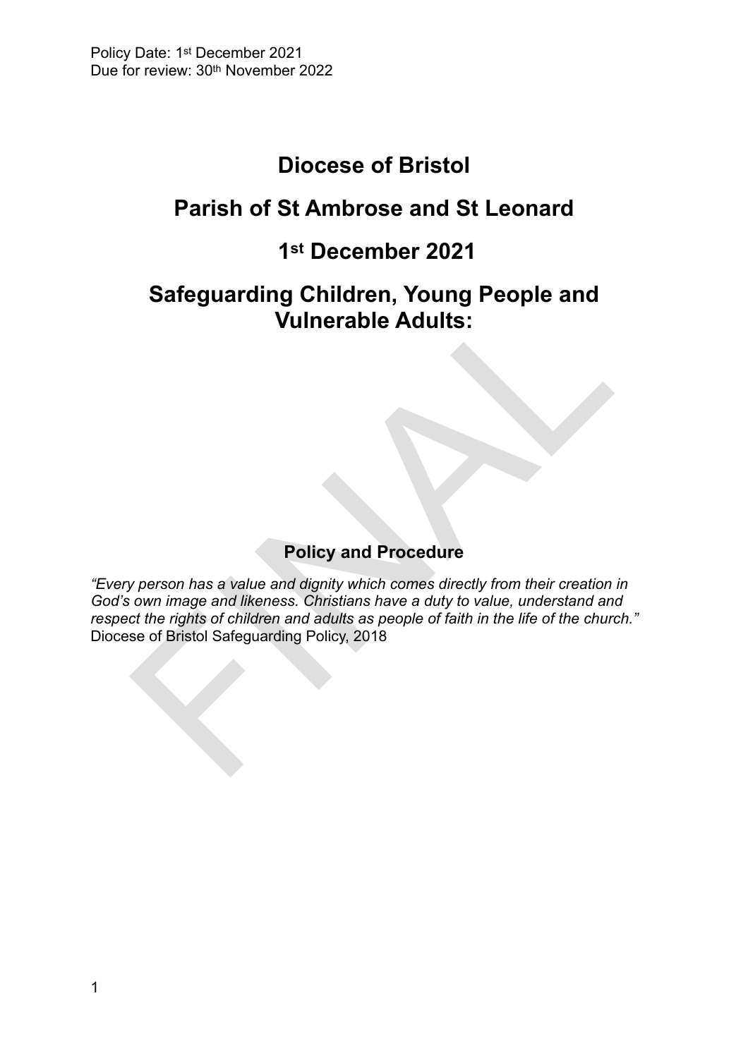Policy Date: 1st December 2021
Due for review: 30th November 2022

# Diocese of Bristol

# Parish of St Ambrose and St Leonard

# 1st December 2021

# Safeguarding Children, Young People and Vulnerable Adults:

**Policy and Procedure**

*"Every person has a value and dignity which comes directly from their creation in God's own image and likeness. Christians have a duty to value, understand and respect the rights of children and adults as people of faith in the life of the church."*
Diocese of Bristol Safeguarding Policy, 2018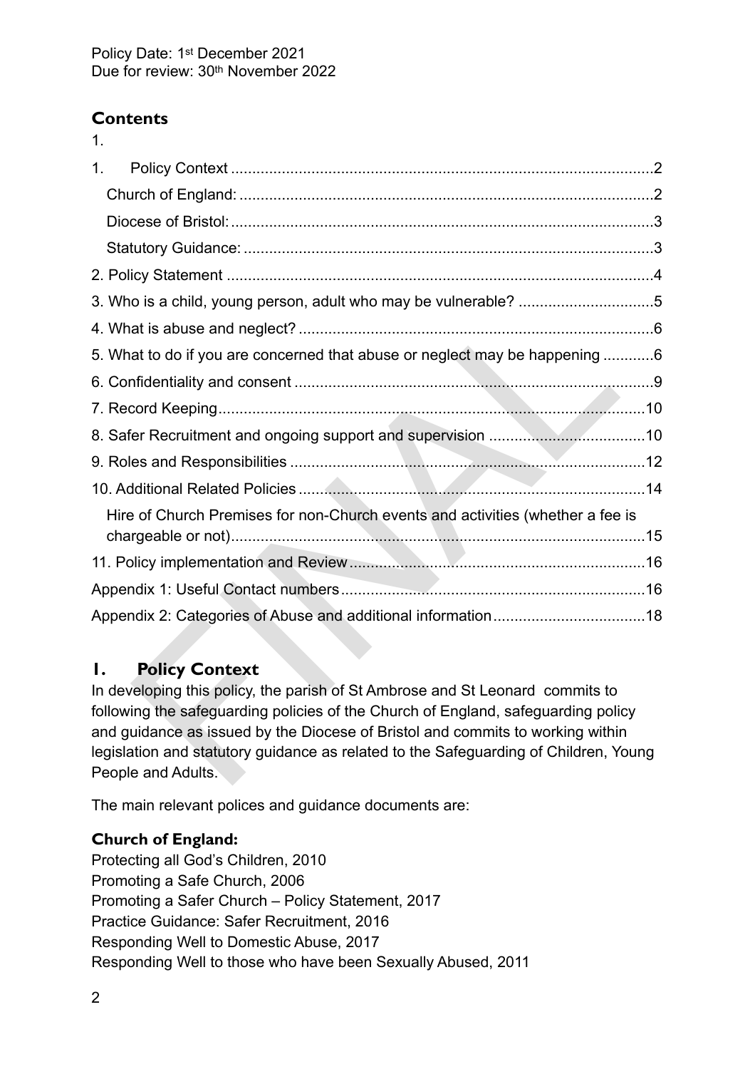Policy Date: 1st December 2021
Due for review: 30th November 2022

## Contents

1.

1. Policy Context ....................................................................................................2
   - Church of England: ..................................................................................................2
   - Diocese of Bristol: ....................................................................................................3
   - Statutory Guidance: .................................................................................................3

2. Policy Statement .....................................................................................................4
3. Who is a child, young person, adult who may be vulnerable? ................................5
4. What is abuse and neglect? ....................................................................................6
5. What to do if you are concerned that abuse or neglect may be happening ............6
6. Confidentiality and consent .....................................................................................9
7. Record Keeping.......................................................................................................10
8. Safer Recruitment and ongoing support and supervision .......................................10
9. Roles and Responsibilities ......................................................................................12
10. Additional Related Policies ....................................................................................14
    - Hire of Church Premises for non-Church events and activities (whether a fee is chargeable or not)...................................................................................................15
11. Policy implementation and Review ........................................................................16

Appendix 1: Useful Contact numbers..........................................................................16

Appendix 2: Categories of Abuse and additional information......................................18

## 1. Policy Context

In developing this policy, the parish of St Ambrose and St Leonard commits to following the safeguarding policies of the Church of England, safeguarding policy and guidance as issued by the Diocese of Bristol and commits to working within legislation and statutory guidance as related to the Safeguarding of Children, Young People and Adults.

The main relevant polices and guidance documents are:

### Church of England:

Protecting all God's Children, 2010
Promoting a Safe Church, 2006
Promoting a Safer Church – Policy Statement, 2017
Practice Guidance: Safer Recruitment, 2016
Responding Well to Domestic Abuse, 2017
Responding Well to those who have been Sexually Abused, 2011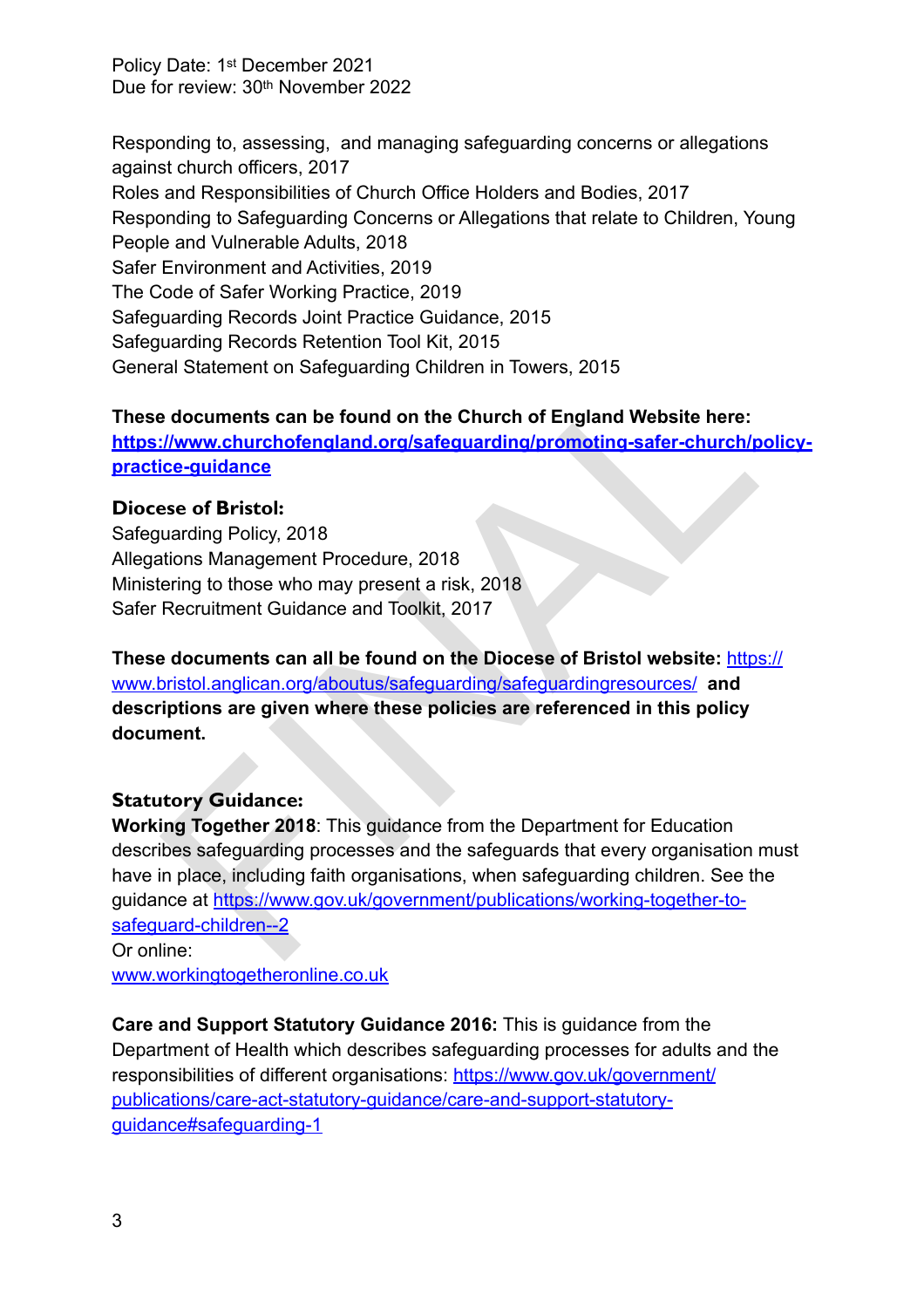Policy Date: 1st December 2021
Due for review: 30th November 2022

Responding to, assessing, and managing safeguarding concerns or allegations against church officers, 2017
Roles and Responsibilities of Church Office Holders and Bodies, 2017
Responding to Safeguarding Concerns or Allegations that relate to Children, Young People and Vulnerable Adults, 2018
Safer Environment and Activities, 2019
The Code of Safer Working Practice, 2019
Safeguarding Records Joint Practice Guidance, 2015
Safeguarding Records Retention Tool Kit, 2015
General Statement on Safeguarding Children in Towers, 2015

**These documents can be found on the Church of England Website here: [https://www.churchofengland.org/safeguarding/promoting-safer-church/policy-practice-guidance](https://www.churchofengland.org/safeguarding/promoting-safer-church/policy-practice-guidance)**

**Diocese of Bristol:**
Safeguarding Policy, 2018
Allegations Management Procedure, 2018
Ministering to those who may present a risk, 2018
Safer Recruitment Guidance and Toolkit, 2017

**These documents can all be found on the Diocese of Bristol website:** [https://www.bristol.anglican.org/aboutus/safeguarding/safeguardingresources/](https://www.bristol.anglican.org/aboutus/safeguarding/safeguardingresources/) **and descriptions are given where these policies are referenced in this policy document.**

**Statutory Guidance:**
**Working Together 2018**: This guidance from the Department for Education describes safeguarding processes and the safeguards that every organisation must have in place, including faith organisations, when safeguarding children. See the guidance at [https://www.gov.uk/government/publications/working-together-to-safeguard-children--2](https://www.gov.uk/government/publications/working-together-to-safeguard-children--2)
Or online:
[www.workingtogetheronline.co.uk](www.workingtogetheronline.co.uk)

**Care and Support Statutory Guidance 2016:** This is guidance from the Department of Health which describes safeguarding processes for adults and the responsibilities of different organisations: [https://www.gov.uk/government/publications/care-act-statutory-guidance/care-and-support-statutory-guidance#safeguarding-1](https://www.gov.uk/government/publications/care-act-statutory-guidance/care-and-support-statutory-guidance#safeguarding-1)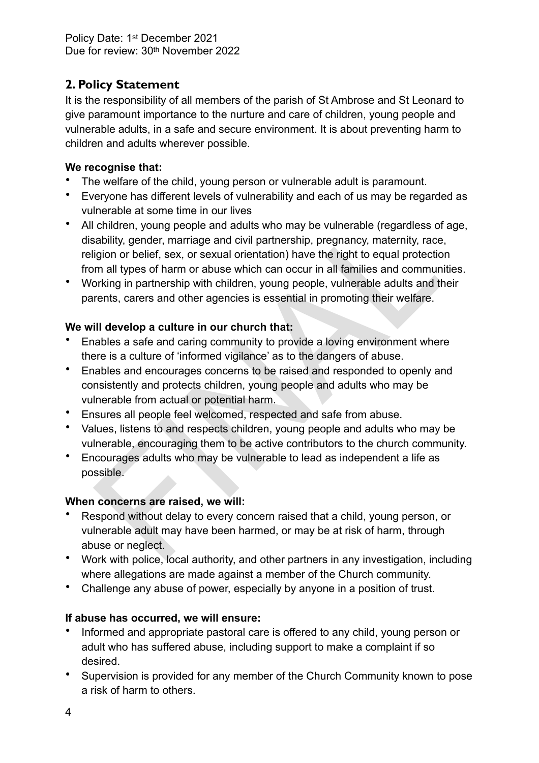Policy Date: 1st December 2021
Due for review: 30th November 2022

## 2. Policy Statement

It is the responsibility of all members of the parish of St Ambrose and St Leonard to give paramount importance to the nurture and care of children, young people and vulnerable adults, in a safe and secure environment. It is about preventing harm to children and adults wherever possible.

**We recognise that:**

- The welfare of the child, young person or vulnerable adult is paramount.
- Everyone has different levels of vulnerability and each of us may be regarded as vulnerable at some time in our lives
- All children, young people and adults who may be vulnerable (regardless of age, disability, gender, marriage and civil partnership, pregnancy, maternity, race, religion or belief, sex, or sexual orientation) have the right to equal protection from all types of harm or abuse which can occur in all families and communities.
- Working in partnership with children, young people, vulnerable adults and their parents, carers and other agencies is essential in promoting their welfare.

**We will develop a culture in our church that:**

- Enables a safe and caring community to provide a loving environment where there is a culture of 'informed vigilance' as to the dangers of abuse.
- Enables and encourages concerns to be raised and responded to openly and consistently and protects children, young people and adults who may be vulnerable from actual or potential harm.
- Ensures all people feel welcomed, respected and safe from abuse.
- Values, listens to and respects children, young people and adults who may be vulnerable, encouraging them to be active contributors to the church community.
- Encourages adults who may be vulnerable to lead as independent a life as possible.

**When concerns are raised, we will:**

- Respond without delay to every concern raised that a child, young person, or vulnerable adult may have been harmed, or may be at risk of harm, through abuse or neglect.
- Work with police, local authority, and other partners in any investigation, including where allegations are made against a member of the Church community.
- Challenge any abuse of power, especially by anyone in a position of trust.

**If abuse has occurred, we will ensure:**

- Informed and appropriate pastoral care is offered to any child, young person or adult who has suffered abuse, including support to make a complaint if so desired.
- Supervision is provided for any member of the Church Community known to pose a risk of harm to others.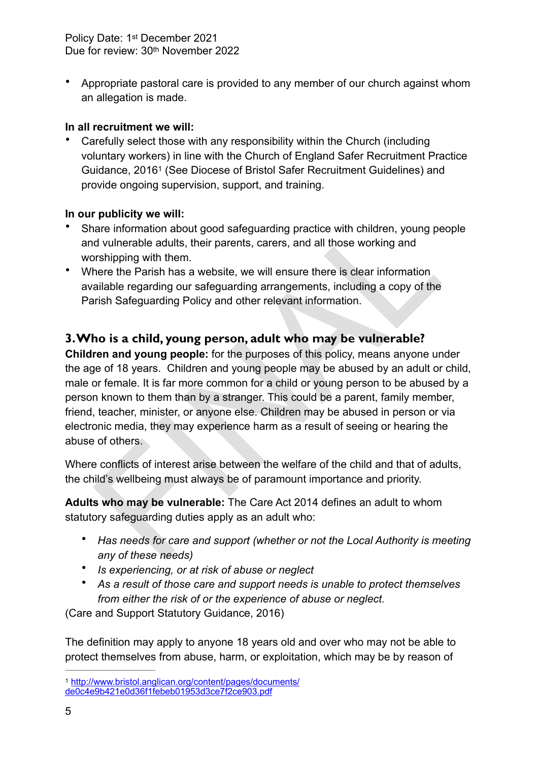- Appropriate pastoral care is provided to any member of our church against whom an allegation is made.

**In all recruitment we will:**

- Carefully select those with any responsibility within the Church (including voluntary workers) in line with the Church of England Safer Recruitment Practice Guidance, 2016[1] (See Diocese of Bristol Safer Recruitment Guidelines) and provide ongoing supervision, support, and training.

**In our publicity we will:**

- Share information about good safeguarding practice with children, young people and vulnerable adults, their parents, carers, and all those working and worshipping with them.
- Where the Parish has a website, we will ensure there is clear information available regarding our safeguarding arrangements, including a copy of the Parish Safeguarding Policy and other relevant information.

## 3. Who is a child, young person, adult who may be vulnerable?

**Children and young people:** for the purposes of this policy, means anyone under the age of 18 years. Children and young people may be abused by an adult or child, male or female. It is far more common for a child or young person to be abused by a person known to them than by a stranger. This could be a parent, family member, friend, teacher, minister, or anyone else. Children may be abused in person or via electronic media, they may experience harm as a result of seeing or hearing the abuse of others.

Where conflicts of interest arise between the welfare of the child and that of adults, the child's wellbeing must always be of paramount importance and priority.

**Adults who may be vulnerable:** The Care Act 2014 defines an adult to whom statutory safeguarding duties apply as an adult who:

- *Has needs for care and support (whether or not the Local Authority is meeting any of these needs)*
- *Is experiencing, or at risk of abuse or neglect*
- *As a result of those care and support needs is unable to protect themselves from either the risk of or the experience of abuse or neglect.*

(Care and Support Statutory Guidance, 2016)

The definition may apply to anyone 18 years old and over who may not be able to protect themselves from abuse, harm, or exploitation, which may be by reason of

[1] http://www.bristol.anglican.org/content/pages/documents/de0c4e9b421e0d36f1febeb01953d3ce7f2ce903.pdf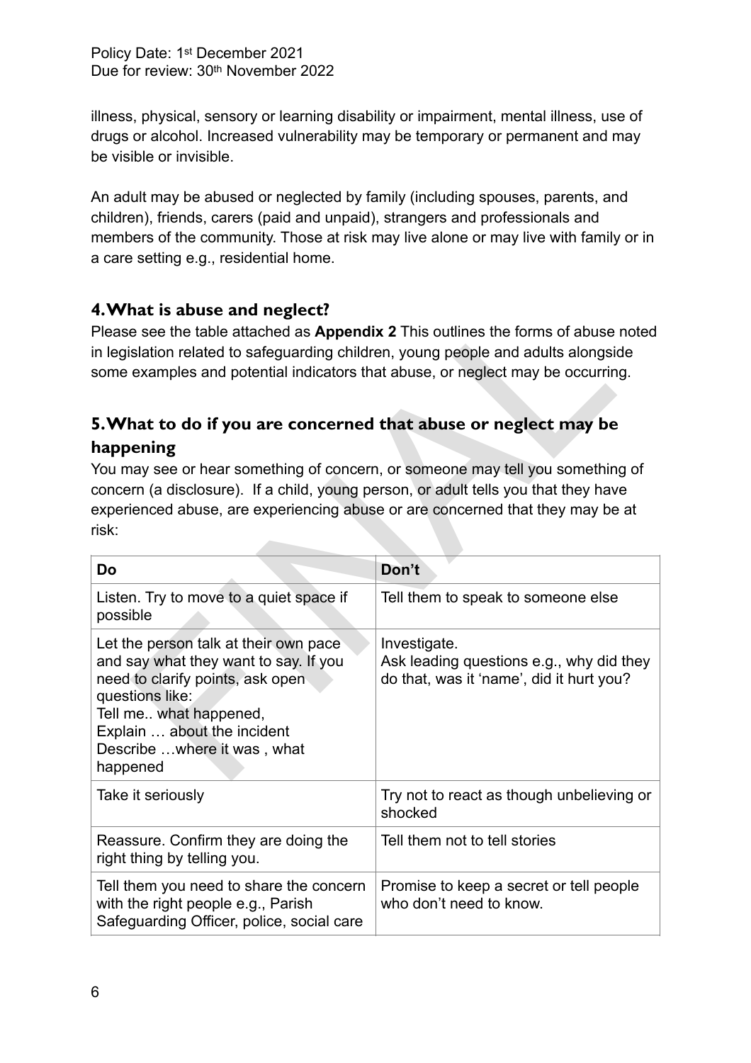illness, physical, sensory or learning disability or impairment, mental illness, use of drugs or alcohol. Increased vulnerability may be temporary or permanent and may be visible or invisible.

An adult may be abused or neglected by family (including spouses, parents, and children), friends, carers (paid and unpaid), strangers and professionals and members of the community. Those at risk may live alone or may live with family or in a care setting e.g., residential home.

## 4. What is abuse and neglect?

Please see the table attached as **Appendix 2** This outlines the forms of abuse noted in legislation related to safeguarding children, young people and adults alongside some examples and potential indicators that abuse, or neglect may be occurring.

## 5. What to do if you are concerned that abuse or neglect may be happening

You may see or hear something of concern, or someone may tell you something of concern (a disclosure). If a child, young person, or adult tells you that they have experienced abuse, are experiencing abuse or are concerned that they may be at risk:

| Do | Don't |
|---|---|
| Listen. Try to move to a quiet space if possible | Tell them to speak to someone else |
| Let the person talk at their own pace and say what they want to say. If you need to clarify points, ask open questions like:<br>Tell me.. what happened,<br>Explain … about the incident<br>Describe …where it was , what happened | Investigate.<br>Ask leading questions e.g., why did they do that, was it 'name', did it hurt you? |
| Take it seriously | Try not to react as though unbelieving or shocked |
| Reassure. Confirm they are doing the right thing by telling you. | Tell them not to tell stories |
| Tell them you need to share the concern with the right people e.g., Parish Safeguarding Officer, police, social care | Promise to keep a secret or tell people who don't need to know. |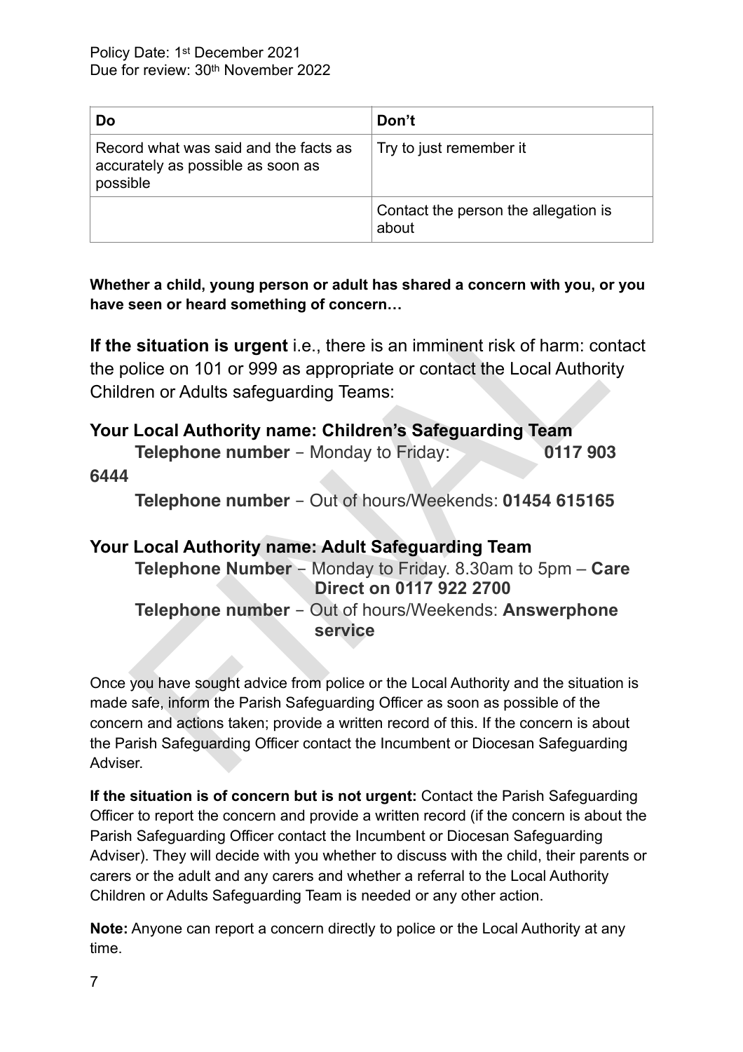| Do | Don't |
| --- | --- |
| Record what was said and the facts as accurately as possible as soon as possible | Try to just remember it |
| | Contact the person the allegation is about |

**Whether a child, young person or adult has shared a concern with you, or you have seen or heard something of concern…**

**If the situation is urgent** i.e., there is an imminent risk of harm: contact the police on 101 or 999 as appropriate or contact the Local Authority Children or Adults safeguarding Teams:

**Your Local Authority name: Children's Safeguarding Team**

**Telephone number** – Monday to Friday: **0117 903 6444**

**Telephone number** – Out of hours/Weekends: **01454 615165**

**Your Local Authority name: Adult Safeguarding Team**

**Telephone Number** – Monday to Friday. 8.30am to 5pm – **Care Direct on 0117 922 2700**

**Telephone number** – Out of hours/Weekends: **Answerphone service**

Once you have sought advice from police or the Local Authority and the situation is made safe, inform the Parish Safeguarding Officer as soon as possible of the concern and actions taken; provide a written record of this. If the concern is about the Parish Safeguarding Officer contact the Incumbent or Diocesan Safeguarding Adviser.

**If the situation is of concern but is not urgent:** Contact the Parish Safeguarding Officer to report the concern and provide a written record (if the concern is about the Parish Safeguarding Officer contact the Incumbent or Diocesan Safeguarding Adviser). They will decide with you whether to discuss with the child, their parents or carers or the adult and any carers and whether a referral to the Local Authority Children or Adults Safeguarding Team is needed or any other action.

**Note:** Anyone can report a concern directly to police or the Local Authority at any time.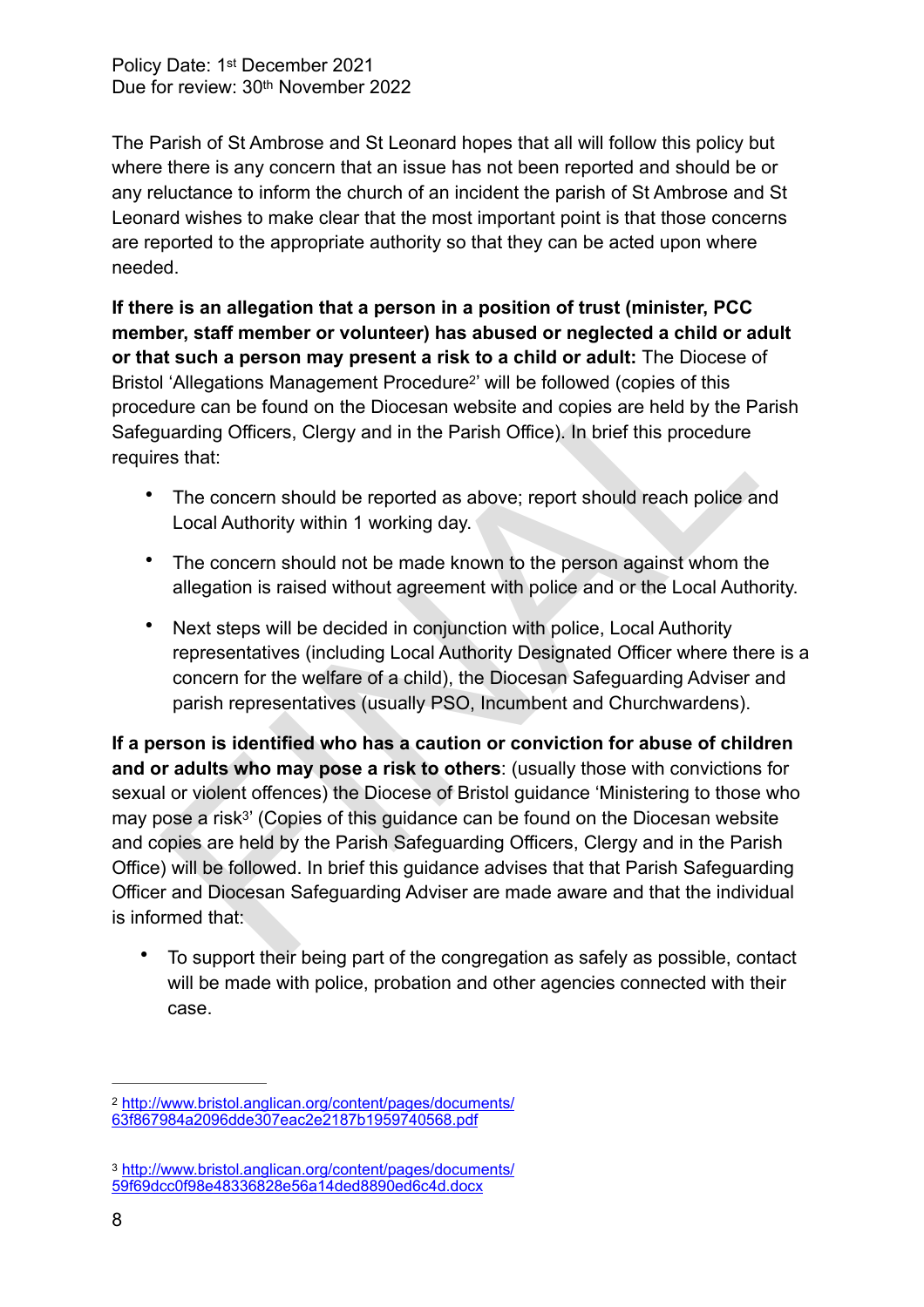Policy Date: 1st December 2021
Due for review: 30th November 2022

The Parish of St Ambrose and St Leonard hopes that all will follow this policy but where there is any concern that an issue has not been reported and should be or any reluctance to inform the church of an incident the parish of St Ambrose and St Leonard wishes to make clear that the most important point is that those concerns are reported to the appropriate authority so that they can be acted upon where needed.

**If there is an allegation that a person in a position of trust (minister, PCC member, staff member or volunteer) has abused or neglected a child or adult or that such a person may present a risk to a child or adult:** The Diocese of Bristol 'Allegations Management Procedure[2]' will be followed (copies of this procedure can be found on the Diocesan website and copies are held by the Parish Safeguarding Officers, Clergy and in the Parish Office). In brief this procedure requires that:

- The concern should be reported as above; report should reach police and Local Authority within 1 working day.
- The concern should not be made known to the person against whom the allegation is raised without agreement with police and or the Local Authority.
- Next steps will be decided in conjunction with police, Local Authority representatives (including Local Authority Designated Officer where there is a concern for the welfare of a child), the Diocesan Safeguarding Adviser and parish representatives (usually PSO, Incumbent and Churchwardens).

**If a person is identified who has a caution or conviction for abuse of children and or adults who may pose a risk to others**: (usually those with convictions for sexual or violent offences) the Diocese of Bristol guidance 'Ministering to those who may pose a risk[3]' (Copies of this guidance can be found on the Diocesan website and copies are held by the Parish Safeguarding Officers, Clergy and in the Parish Office) will be followed. In brief this guidance advises that that Parish Safeguarding Officer and Diocesan Safeguarding Adviser are made aware and that the individual is informed that:

- To support their being part of the congregation as safely as possible, contact will be made with police, probation and other agencies connected with their case.

---

[2] http://www.bristol.anglican.org/content/pages/documents/63f867984a2096dde307eac2e2187b1959740568.pdf

[3] http://www.bristol.anglican.org/content/pages/documents/59f69dcc0f98e48336828e56a14ded8890ed6c4d.docx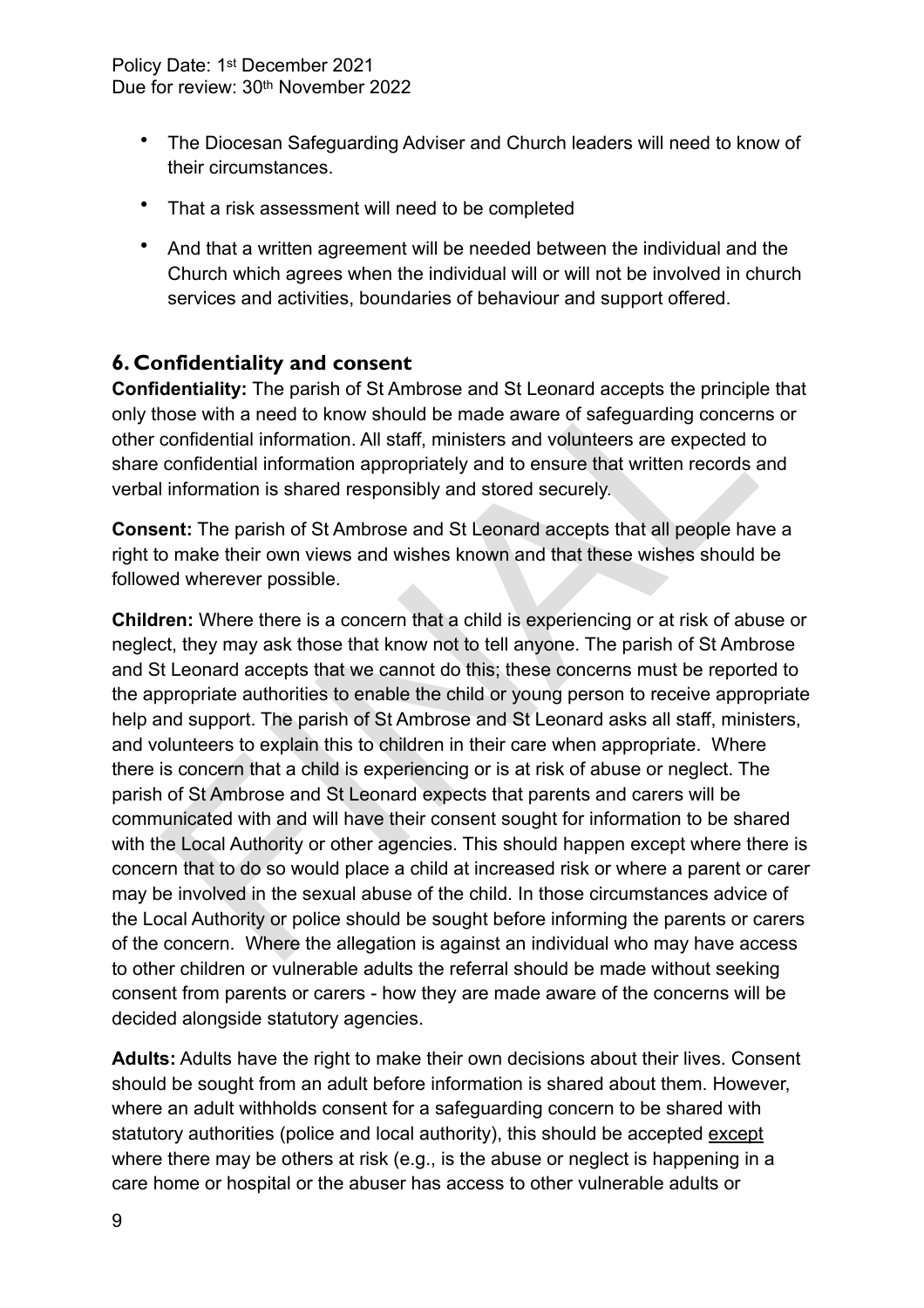- The Diocesan Safeguarding Adviser and Church leaders will need to know of their circumstances.
- That a risk assessment will need to be completed
- And that a written agreement will be needed between the individual and the Church which agrees when the individual will or will not be involved in church services and activities, boundaries of behaviour and support offered.

## 6. Confidentiality and consent

**Confidentiality:** The parish of St Ambrose and St Leonard accepts the principle that only those with a need to know should be made aware of safeguarding concerns or other confidential information. All staff, ministers and volunteers are expected to share confidential information appropriately and to ensure that written records and verbal information is shared responsibly and stored securely.

**Consent:** The parish of St Ambrose and St Leonard accepts that all people have a right to make their own views and wishes known and that these wishes should be followed wherever possible.

**Children:** Where there is a concern that a child is experiencing or at risk of abuse or neglect, they may ask those that know not to tell anyone. The parish of St Ambrose and St Leonard accepts that we cannot do this; these concerns must be reported to the appropriate authorities to enable the child or young person to receive appropriate help and support. The parish of St Ambrose and St Leonard asks all staff, ministers, and volunteers to explain this to children in their care when appropriate. Where there is concern that a child is experiencing or is at risk of abuse or neglect. The parish of St Ambrose and St Leonard expects that parents and carers will be communicated with and will have their consent sought for information to be shared with the Local Authority or other agencies. This should happen except where there is concern that to do so would place a child at increased risk or where a parent or carer may be involved in the sexual abuse of the child. In those circumstances advice of the Local Authority or police should be sought before informing the parents or carers of the concern. Where the allegation is against an individual who may have access to other children or vulnerable adults the referral should be made without seeking consent from parents or carers - how they are made aware of the concerns will be decided alongside statutory agencies.

**Adults:** Adults have the right to make their own decisions about their lives. Consent should be sought from an adult before information is shared about them. However, where an adult withholds consent for a safeguarding concern to be shared with statutory authorities (police and local authority), this should be accepted <u>except</u> where there may be others at risk (e.g., is the abuse or neglect is happening in a care home or hospital or the abuser has access to other vulnerable adults or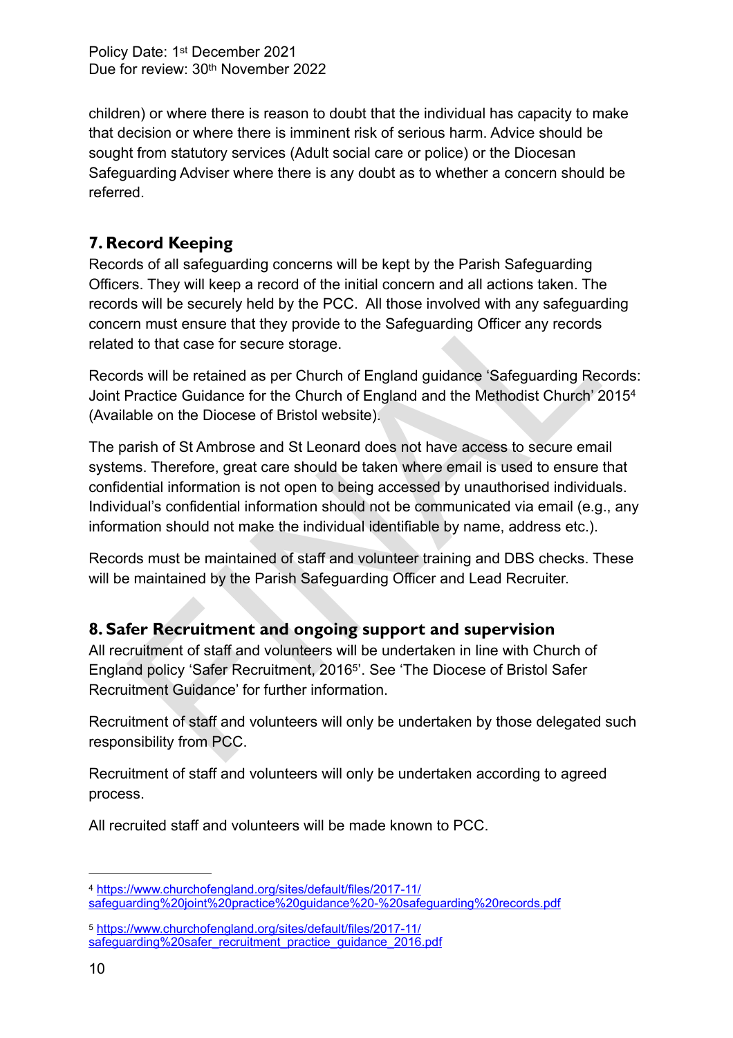children) or where there is reason to doubt that the individual has capacity to make that decision or where there is imminent risk of serious harm. Advice should be sought from statutory services (Adult social care or police) or the Diocesan Safeguarding Adviser where there is any doubt as to whether a concern should be referred.

## 7. Record Keeping

Records of all safeguarding concerns will be kept by the Parish Safeguarding Officers. They will keep a record of the initial concern and all actions taken. The records will be securely held by the PCC. All those involved with any safeguarding concern must ensure that they provide to the Safeguarding Officer any records related to that case for secure storage.

Records will be retained as per Church of England guidance 'Safeguarding Records: Joint Practice Guidance for the Church of England and the Methodist Church' 2015[4] (Available on the Diocese of Bristol website).

The parish of St Ambrose and St Leonard does not have access to secure email systems. Therefore, great care should be taken where email is used to ensure that confidential information is not open to being accessed by unauthorised individuals. Individual's confidential information should not be communicated via email (e.g., any information should not make the individual identifiable by name, address etc.).

Records must be maintained of staff and volunteer training and DBS checks. These will be maintained by the Parish Safeguarding Officer and Lead Recruiter.

## 8. Safer Recruitment and ongoing support and supervision

All recruitment of staff and volunteers will be undertaken in line with Church of England policy 'Safer Recruitment, 2016[5]'. See 'The Diocese of Bristol Safer Recruitment Guidance' for further information.

Recruitment of staff and volunteers will only be undertaken by those delegated such responsibility from PCC.

Recruitment of staff and volunteers will only be undertaken according to agreed process.

All recruited staff and volunteers will be made known to PCC.

---

[4] https://www.churchofengland.org/sites/default/files/2017-11/safeguarding%20joint%20practice%20guidance%20-%20safeguarding%20records.pdf

[5] https://www.churchofengland.org/sites/default/files/2017-11/safeguarding%20safer_recruitment_practice_guidance_2016.pdf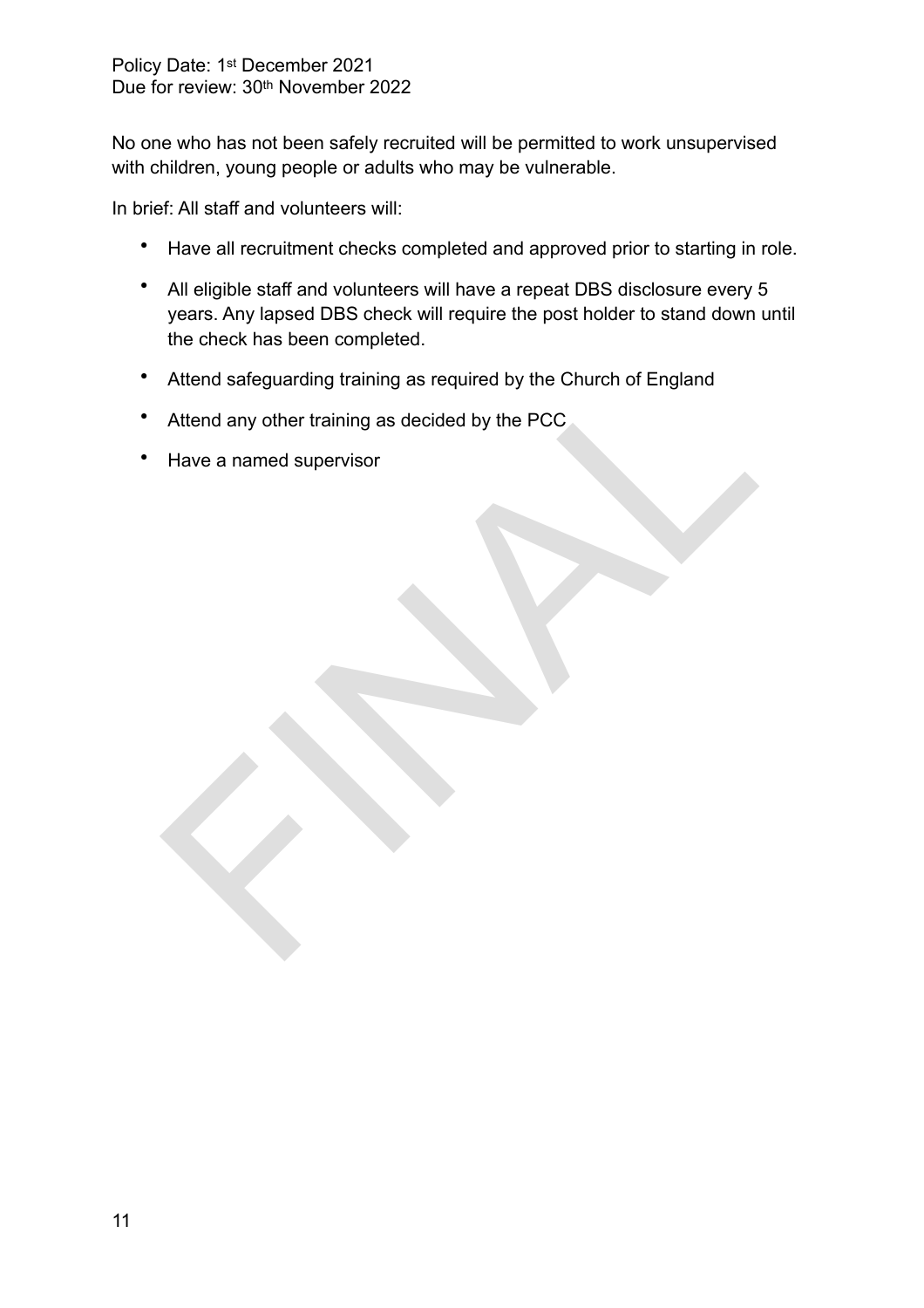No one who has not been safely recruited will be permitted to work unsupervised with children, young people or adults who may be vulnerable.

In brief: All staff and volunteers will:

- Have all recruitment checks completed and approved prior to starting in role.
- All eligible staff and volunteers will have a repeat DBS disclosure every 5 years. Any lapsed DBS check will require the post holder to stand down until the check has been completed.
- Attend safeguarding training as required by the Church of England
- Attend any other training as decided by the PCC
- Have a named supervisor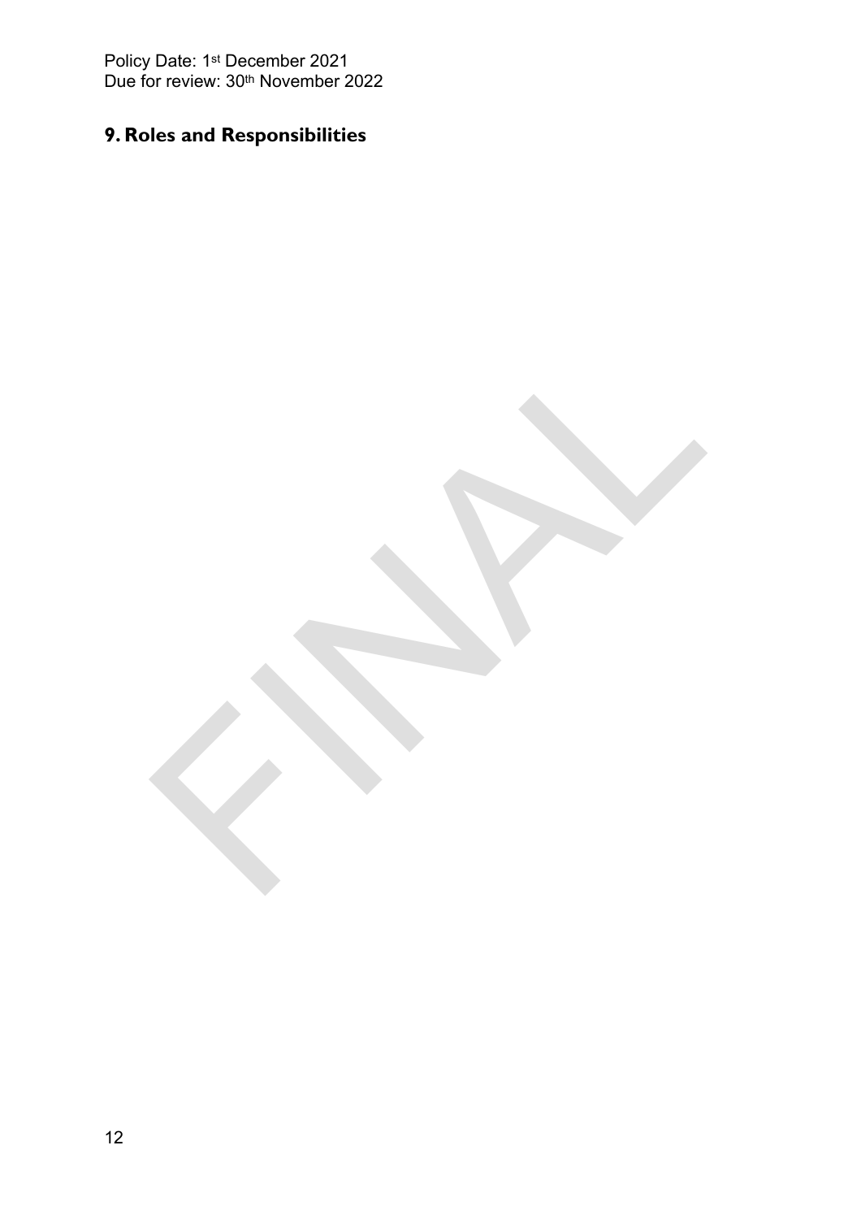## 9. Roles and Responsibilities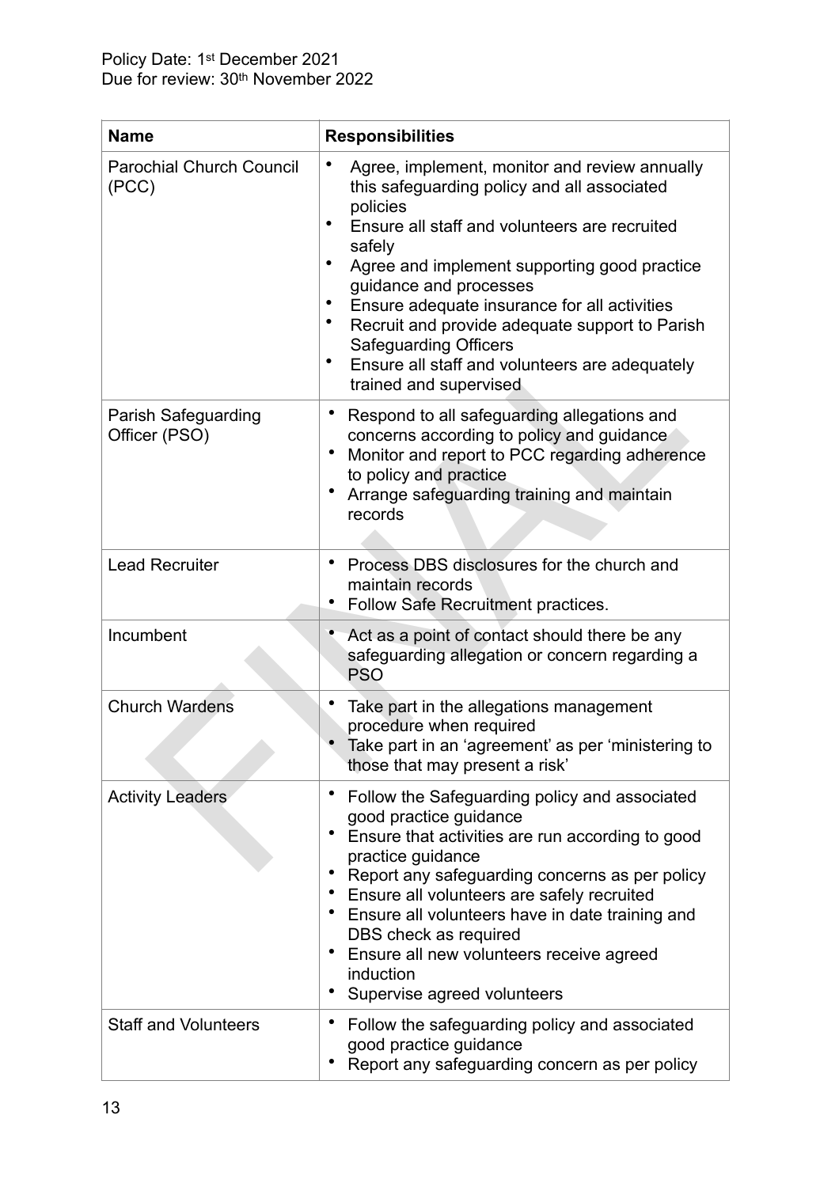Policy Date: 1st December 2021
Due for review: 30th November 2022

| Name | Responsibilities |
|---|---|
| Parochial Church Council (PCC) | • Agree, implement, monitor and review annually this safeguarding policy and all associated policies<br>• Ensure all staff and volunteers are recruited safely<br>• Agree and implement supporting good practice guidance and processes<br>• Ensure adequate insurance for all activities<br>• Recruit and provide adequate support to Parish Safeguarding Officers<br>• Ensure all staff and volunteers are adequately trained and supervised |
| Parish Safeguarding Officer (PSO) | • Respond to all safeguarding allegations and concerns according to policy and guidance<br>• Monitor and report to PCC regarding adherence to policy and practice<br>• Arrange safeguarding training and maintain records |
| Lead Recruiter | • Process DBS disclosures for the church and maintain records<br>• Follow Safe Recruitment practices. |
| Incumbent | • Act as a point of contact should there be any safeguarding allegation or concern regarding a PSO |
| Church Wardens | • Take part in the allegations management procedure when required<br>• Take part in an 'agreement' as per 'ministering to those that may present a risk' |
| Activity Leaders | • Follow the Safeguarding policy and associated good practice guidance<br>• Ensure that activities are run according to good practice guidance<br>• Report any safeguarding concerns as per policy<br>• Ensure all volunteers are safely recruited<br>• Ensure all volunteers have in date training and DBS check as required<br>• Ensure all new volunteers receive agreed induction<br>• Supervise agreed volunteers |
| Staff and Volunteers | • Follow the safeguarding policy and associated good practice guidance<br>• Report any safeguarding concern as per policy |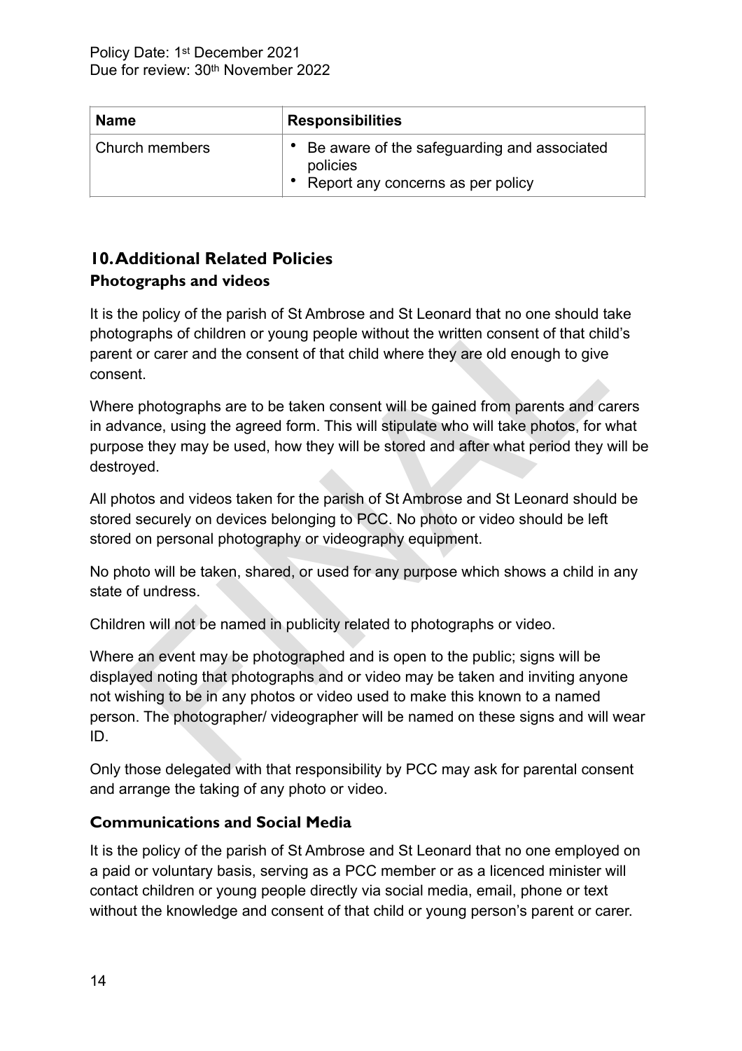| Name | Responsibilities |
| --- | --- |
| Church members | • Be aware of the safeguarding and associated policies<br>• Report any concerns as per policy |

## 10. Additional Related Policies

### Photographs and videos

It is the policy of the parish of St Ambrose and St Leonard that no one should take photographs of children or young people without the written consent of that child's parent or carer and the consent of that child where they are old enough to give consent.

Where photographs are to be taken consent will be gained from parents and carers in advance, using the agreed form. This will stipulate who will take photos, for what purpose they may be used, how they will be stored and after what period they will be destroyed.

All photos and videos taken for the parish of St Ambrose and St Leonard should be stored securely on devices belonging to PCC. No photo or video should be left stored on personal photography or videography equipment.

No photo will be taken, shared, or used for any purpose which shows a child in any state of undress.

Children will not be named in publicity related to photographs or video.

Where an event may be photographed and is open to the public; signs will be displayed noting that photographs and or video may be taken and inviting anyone not wishing to be in any photos or video used to make this known to a named person. The photographer/ videographer will be named on these signs and will wear ID.

Only those delegated with that responsibility by PCC may ask for parental consent and arrange the taking of any photo or video.

### Communications and Social Media

It is the policy of the parish of St Ambrose and St Leonard that no one employed on a paid or voluntary basis, serving as a PCC member or as a licenced minister will contact children or young people directly via social media, email, phone or text without the knowledge and consent of that child or young person's parent or carer.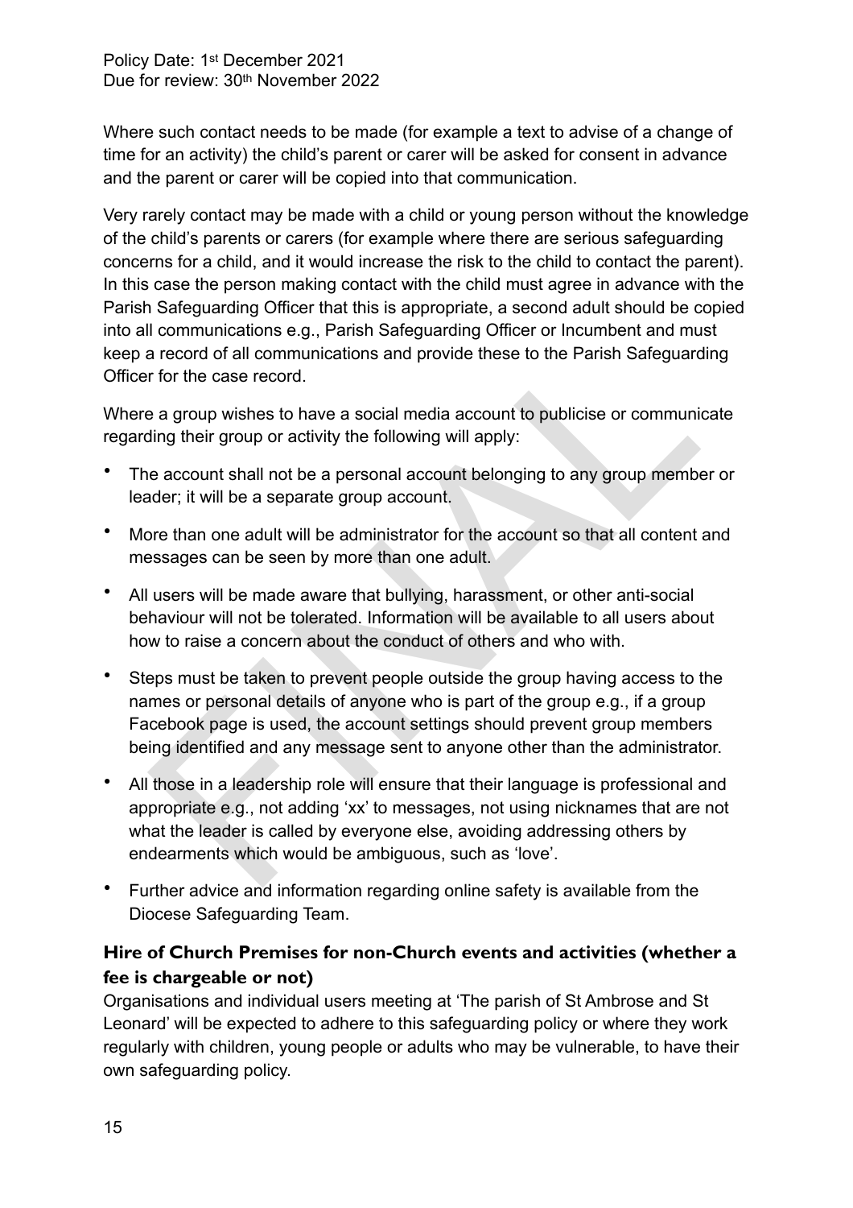Where such contact needs to be made (for example a text to advise of a change of time for an activity) the child's parent or carer will be asked for consent in advance and the parent or carer will be copied into that communication.

Very rarely contact may be made with a child or young person without the knowledge of the child's parents or carers (for example where there are serious safeguarding concerns for a child, and it would increase the risk to the child to contact the parent). In this case the person making contact with the child must agree in advance with the Parish Safeguarding Officer that this is appropriate, a second adult should be copied into all communications e.g., Parish Safeguarding Officer or Incumbent and must keep a record of all communications and provide these to the Parish Safeguarding Officer for the case record.

Where a group wishes to have a social media account to publicise or communicate regarding their group or activity the following will apply:

- The account shall not be a personal account belonging to any group member or leader; it will be a separate group account.
- More than one adult will be administrator for the account so that all content and messages can be seen by more than one adult.
- All users will be made aware that bullying, harassment, or other anti-social behaviour will not be tolerated. Information will be available to all users about how to raise a concern about the conduct of others and who with.
- Steps must be taken to prevent people outside the group having access to the names or personal details of anyone who is part of the group e.g., if a group Facebook page is used, the account settings should prevent group members being identified and any message sent to anyone other than the administrator.
- All those in a leadership role will ensure that their language is professional and appropriate e.g., not adding 'xx' to messages, not using nicknames that are not what the leader is called by everyone else, avoiding addressing others by endearments which would be ambiguous, such as 'love'.
- Further advice and information regarding online safety is available from the Diocese Safeguarding Team.

### Hire of Church Premises for non-Church events and activities (whether a fee is chargeable or not)

Organisations and individual users meeting at 'The parish of St Ambrose and St Leonard' will be expected to adhere to this safeguarding policy or where they work regularly with children, young people or adults who may be vulnerable, to have their own safeguarding policy.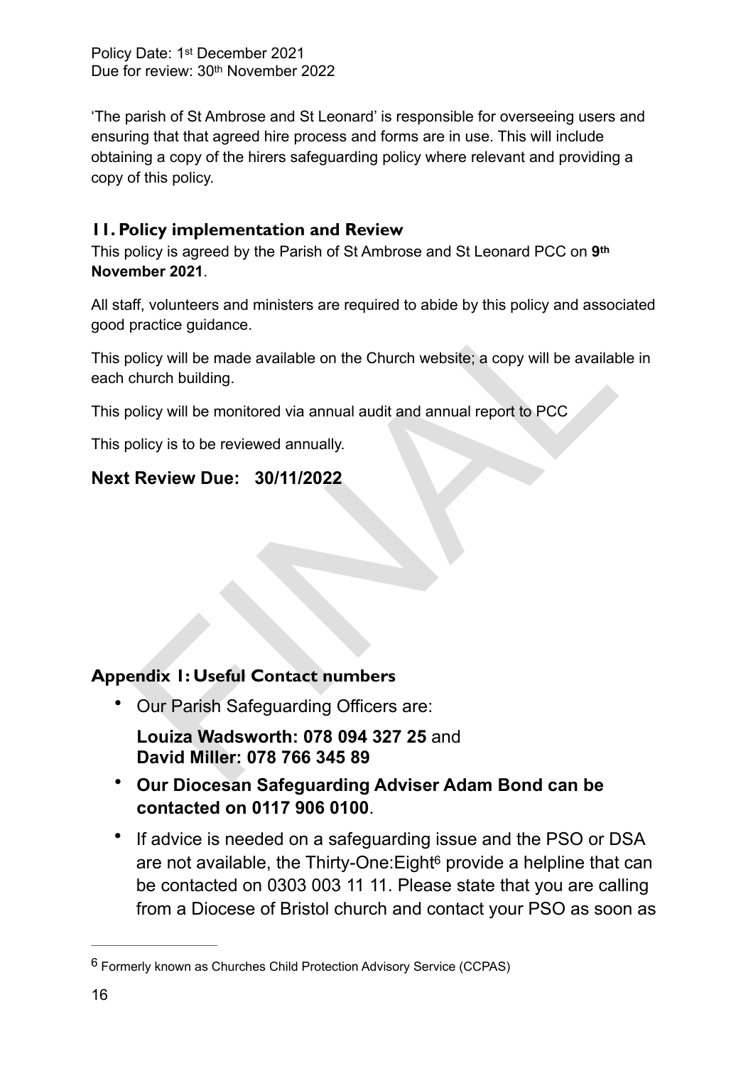'The parish of St Ambrose and St Leonard' is responsible for overseeing users and ensuring that that agreed hire process and forms are in use. This will include obtaining a copy of the hirers safeguarding policy where relevant and providing a copy of this policy.

## 11. Policy implementation and Review

This policy is agreed by the Parish of St Ambrose and St Leonard PCC on **9th November 2021**.

All staff, volunteers and ministers are required to abide by this policy and associated good practice guidance.

This policy will be made available on the Church website; a copy will be available in each church building.

This policy will be monitored via annual audit and annual report to PCC

This policy is to be reviewed annually.

**Next Review Due: 30/11/2022**

## Appendix 1: Useful Contact numbers

- Our Parish Safeguarding Officers are:

  **Louiza Wadsworth: 078 094 327 25** and
  **David Miller: 078 766 345 89**

- **Our Diocesan Safeguarding Adviser Adam Bond can be contacted on 0117 906 0100**.

- If advice is needed on a safeguarding issue and the PSO or DSA are not available, the Thirty-One:Eight[6] provide a helpline that can be contacted on 0303 003 11 11. Please state that you are calling from a Diocese of Bristol church and contact your PSO as soon as

---

[6] Formerly known as Churches Child Protection Advisory Service (CCPAS)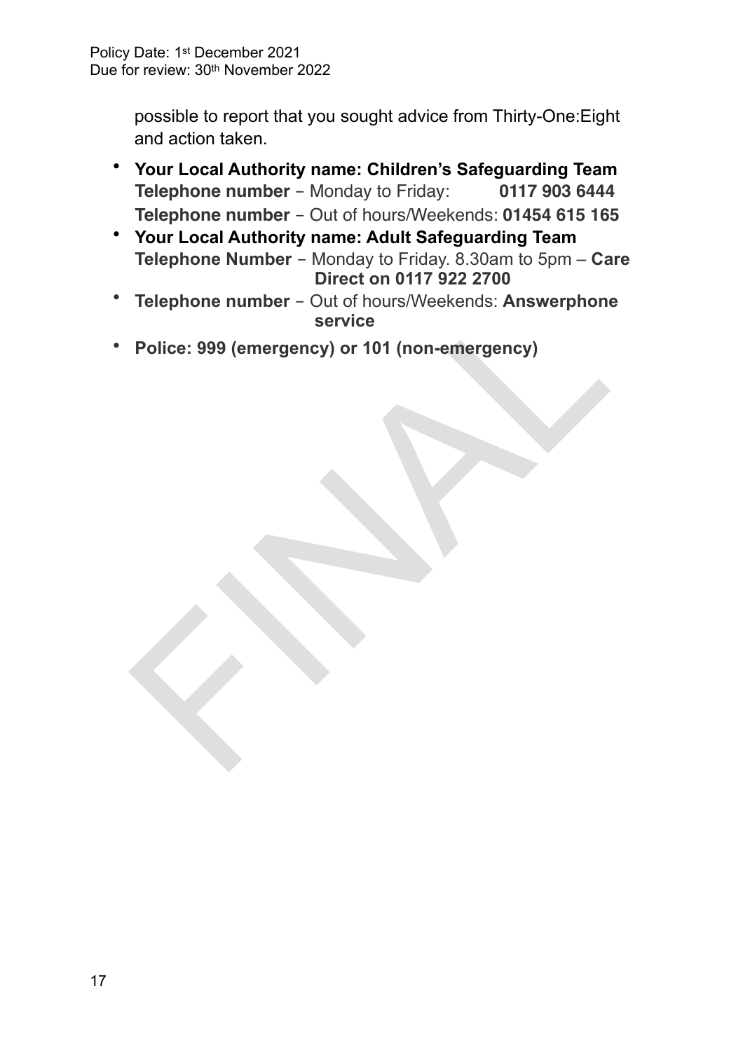possible to report that you sought advice from Thirty-One:Eight and action taken.

- **Your Local Authority name: Children's Safeguarding Team**
  **Telephone number** – Monday to Friday: **0117 903 6444**
  **Telephone number** – Out of hours/Weekends: **01454 615 165**
- **Your Local Authority name: Adult Safeguarding Team**
  **Telephone Number** – Monday to Friday. 8.30am to 5pm – **Care Direct on 0117 922 2700**
- **Telephone number** – Out of hours/Weekends: **Answerphone service**
- **Police: 999 (emergency) or 101 (non-emergency)**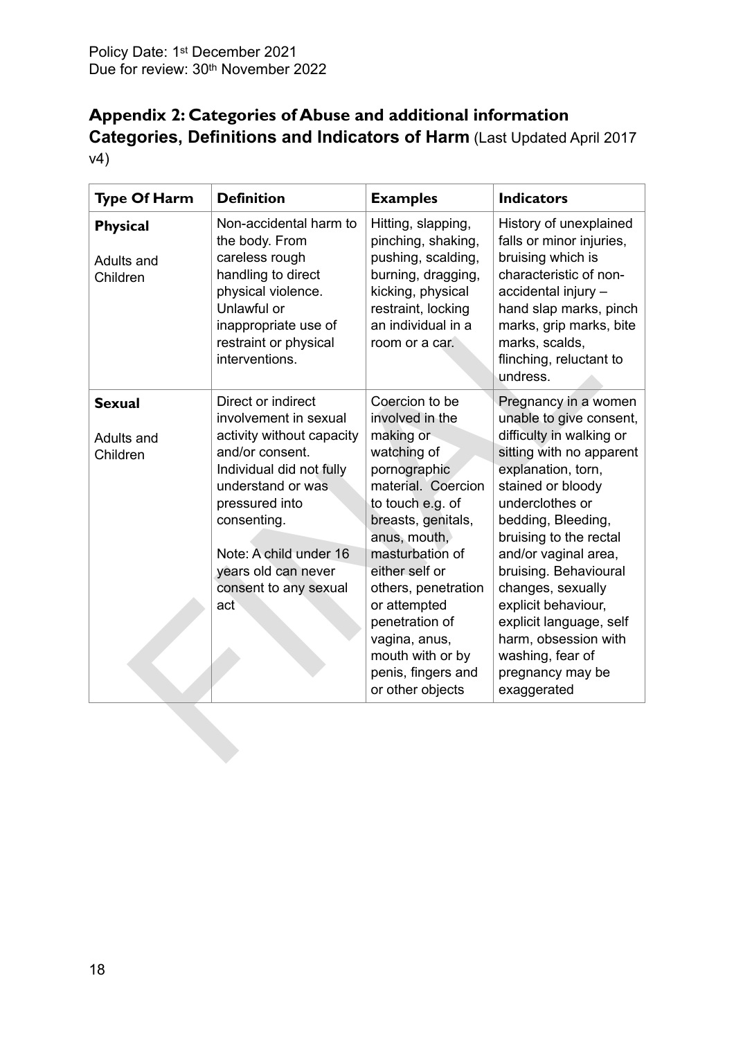Policy Date: 1st December 2021
Due for review: 30th November 2022

## Appendix 2: Categories of Abuse and additional information

### Categories, Definitions and Indicators of Harm (Last Updated April 2017 v4)

| Type Of Harm | Definition | Examples | Indicators |
|---|---|---|---|
| **Physical**<br><br>Adults and Children | Non-accidental harm to the body. From careless rough handling to direct physical violence. Unlawful or inappropriate use of restraint or physical interventions. | Hitting, slapping, pinching, shaking, pushing, scalding, burning, dragging, kicking, physical restraint, locking an individual in a room or a car. | History of unexplained falls or minor injuries, bruising which is characteristic of non-accidental injury – hand slap marks, pinch marks, grip marks, bite marks, scalds, flinching, reluctant to undress. |
| **Sexual**<br><br>Adults and Children | Direct or indirect involvement in sexual activity without capacity and/or consent. Individual did not fully understand or was pressured into consenting.<br><br>Note: A child under 16 years old can never consent to any sexual act | Coercion to be involved in the making or watching of pornographic material. Coercion to touch e.g. of breasts, genitals, anus, mouth, masturbation of either self or others, penetration or attempted penetration of vagina, anus, mouth with or by penis, fingers and or other objects | Pregnancy in a women unable to give consent, difficulty in walking or sitting with no apparent explanation, torn, stained or bloody underclothes or bedding, Bleeding, bruising to the rectal and/or vaginal area, bruising. Behavioural changes, sexually explicit behaviour, explicit language, self harm, obsession with washing, fear of pregnancy may be exaggerated |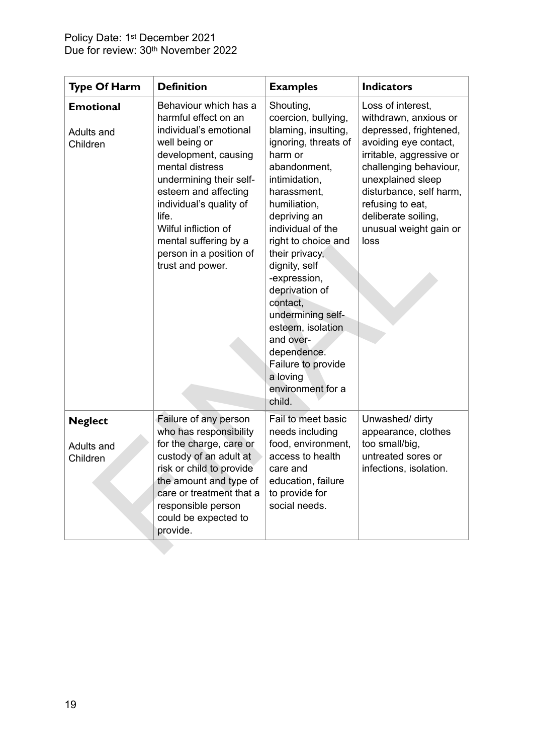| Type Of Harm | Definition | Examples | Indicators |
|---|---|---|---|
| **Emotional**<br><br>Adults and Children | Behaviour which has a harmful effect on an individual's emotional well being or development, causing mental distress undermining their self-esteem and affecting individual's quality of life.<br>Wilful infliction of mental suffering by a person in a position of trust and power. | Shouting, coercion, bullying, blaming, insulting, ignoring, threats of harm or abandonment, intimidation, harassment, humiliation, depriving an individual of the right to choice and their privacy, dignity, self -expression, deprivation of contact, undermining self-esteem, isolation and over-dependence.<br>Failure to provide a loving environment for a child. | Loss of interest, withdrawn, anxious or depressed, frightened, avoiding eye contact, irritable, aggressive or challenging behaviour, unexplained sleep disturbance, self harm, refusing to eat, deliberate soiling, unusual weight gain or loss |
| **Neglect**<br><br>Adults and Children | Failure of any person who has responsibility for the charge, care or custody of an adult at risk or child to provide the amount and type of care or treatment that a responsible person could be expected to provide. | Fail to meet basic needs including food, environment, access to health care and education, failure to provide for social needs. | Unwashed/ dirty appearance, clothes too small/big, untreated sores or infections, isolation. |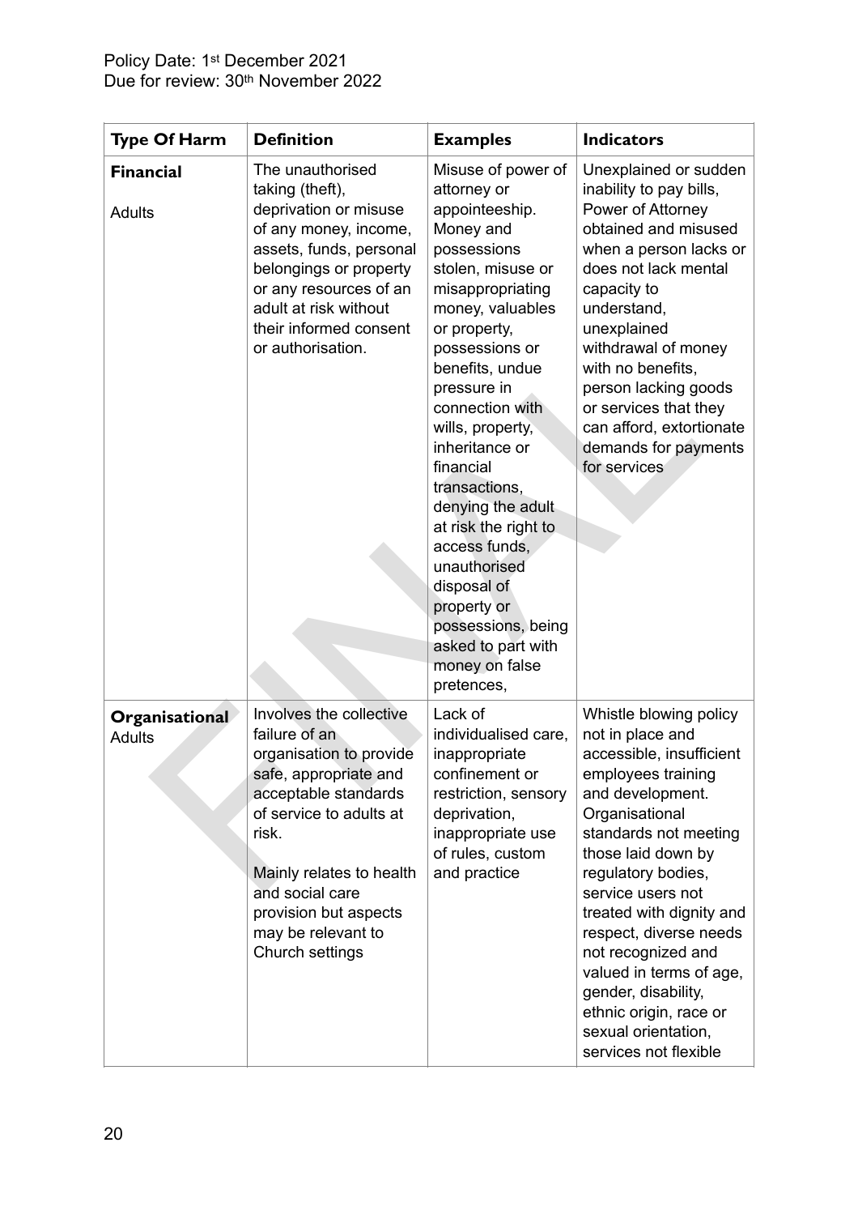| Type Of Harm | Definition | Examples | Indicators |
|---|---|---|---|
| **Financial**<br><br>Adults | The unauthorised taking (theft), deprivation or misuse of any money, income, assets, funds, personal belongings or property or any resources of an adult at risk without their informed consent or authorisation. | Misuse of power of attorney or appointeeship. Money and possessions stolen, misuse or misappropriating money, valuables or property, possessions or benefits, undue pressure in connection with wills, property, inheritance or financial transactions, denying the adult at risk the right to access funds, unauthorised disposal of property or possessions, being asked to part with money on false pretences, | Unexplained or sudden inability to pay bills, Power of Attorney obtained and misused when a person lacks or does not lack mental capacity to understand, unexplained withdrawal of money with no benefits, person lacking goods or services that they can afford, extortionate demands for payments for services |
| **Organisational**<br>Adults | Involves the collective failure of an organisation to provide safe, appropriate and acceptable standards of service to adults at risk.<br><br>Mainly relates to health and social care provision but aspects may be relevant to Church settings | Lack of individualised care, inappropriate confinement or restriction, sensory deprivation, inappropriate use of rules, custom and practice | Whistle blowing policy not in place and accessible, insufficient employees training and development. Organisational standards not meeting those laid down by regulatory bodies, service users not treated with dignity and respect, diverse needs not recognized and valued in terms of age, gender, disability, ethnic origin, race or sexual orientation, services not flexible |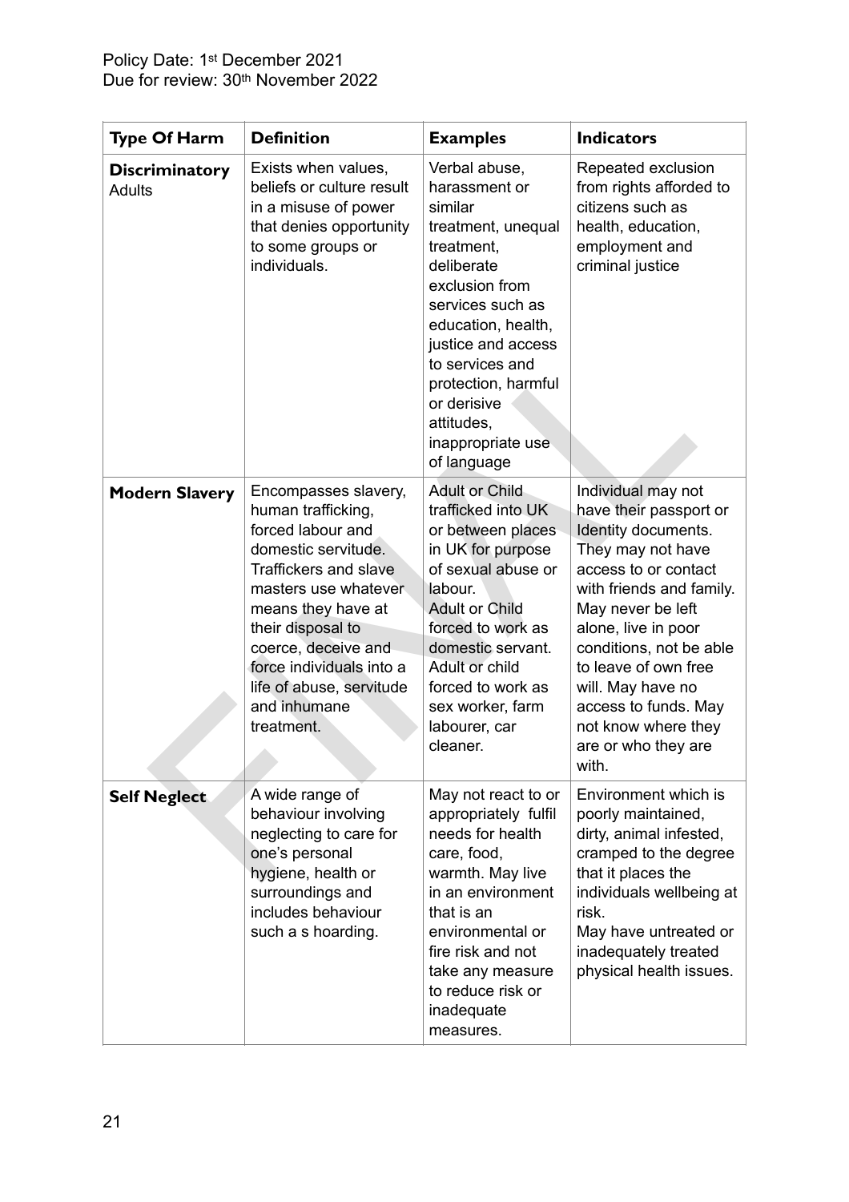| **Type Of Harm** | **Definition** | **Examples** | **Indicators** |
|---|---|---|---|
| **Discriminatory** Adults | Exists when values, beliefs or culture result in a misuse of power that denies opportunity to some groups or individuals. | Verbal abuse, harassment or similar treatment, unequal treatment, deliberate exclusion from services such as education, health, justice and access to services and protection, harmful or derisive attitudes, inappropriate use of language | Repeated exclusion from rights afforded to citizens such as health, education, employment and criminal justice |
| **Modern Slavery** | Encompasses slavery, human trafficking, forced labour and domestic servitude. Traffickers and slave masters use whatever means they have at their disposal to coerce, deceive and force individuals into a life of abuse, servitude and inhumane treatment. | Adult or Child trafficked into UK or between places in UK for purpose of sexual abuse or labour. Adult or Child forced to work as domestic servant. Adult or child forced to work as sex worker, farm labourer, car cleaner. | Individual may not have their passport or Identity documents. They may not have access to or contact with friends and family. May never be left alone, live in poor conditions, not be able to leave of own free will. May have no access to funds. May not know where they are or who they are with. |
| **Self Neglect** | A wide range of behaviour involving neglecting to care for one's personal hygiene, health or surroundings and includes behaviour such a s hoarding. | May not react to or appropriately fulfil needs for health care, food, warmth. May live in an environment that is an environmental or fire risk and not take any measure to reduce risk or inadequate measures. | Environment which is poorly maintained, dirty, animal infested, cramped to the degree that it places the individuals wellbeing at risk. May have untreated or inadequately treated physical health issues. |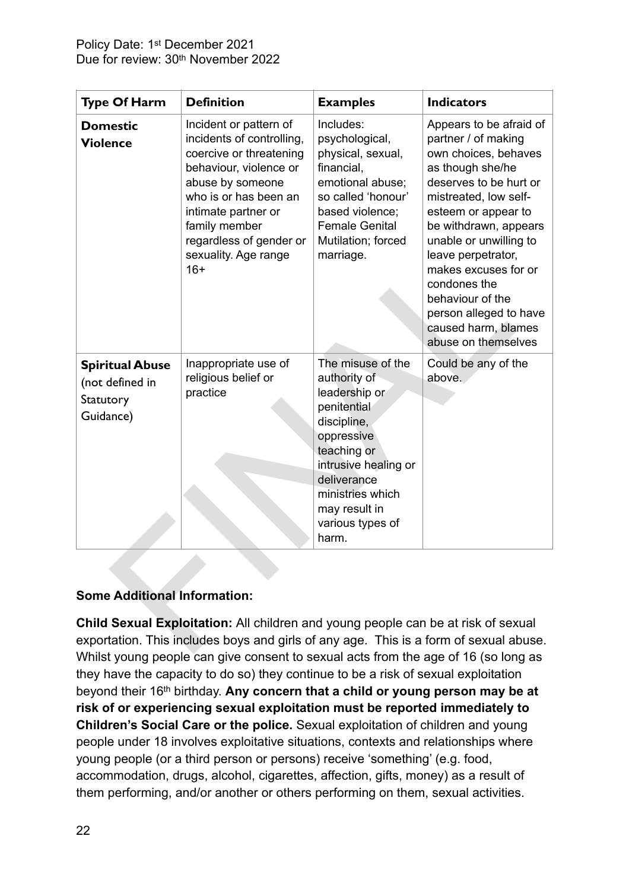| Type Of Harm | Definition | Examples | Indicators |
|---|---|---|---|
| **Domestic Violence** | Incident or pattern of incidents of controlling, coercive or threatening behaviour, violence or abuse by someone who is or has been an intimate partner or family member regardless of gender or sexuality. Age range 16+ | Includes: psychological, physical, sexual, financial, emotional abuse; so called 'honour' based violence; Female Genital Mutilation; forced marriage. | Appears to be afraid of partner / of making own choices, behaves as though she/he deserves to be hurt or mistreated, low self-esteem or appear to be withdrawn, appears unable or unwilling to leave perpetrator, makes excuses for or condones the behaviour of the person alleged to have caused harm, blames abuse on themselves |
| **Spiritual Abuse** (not defined in Statutory Guidance) | Inappropriate use of religious belief or practice | The misuse of the authority of leadership or penitential discipline, oppressive teaching or intrusive healing or deliverance ministries which may result in various types of harm. | Could be any of the above. |

**Some Additional Information:**

**Child Sexual Exploitation:** All children and young people can be at risk of sexual exportation. This includes boys and girls of any age. This is a form of sexual abuse. Whilst young people can give consent to sexual acts from the age of 16 (so long as they have the capacity to do so) they continue to be a risk of sexual exploitation beyond their 16th birthday. **Any concern that a child or young person may be at risk of or experiencing sexual exploitation must be reported immediately to Children's Social Care or the police.** Sexual exploitation of children and young people under 18 involves exploitative situations, contexts and relationships where young people (or a third person or persons) receive 'something' (e.g. food, accommodation, drugs, alcohol, cigarettes, affection, gifts, money) as a result of them performing, and/or another or others performing on them, sexual activities.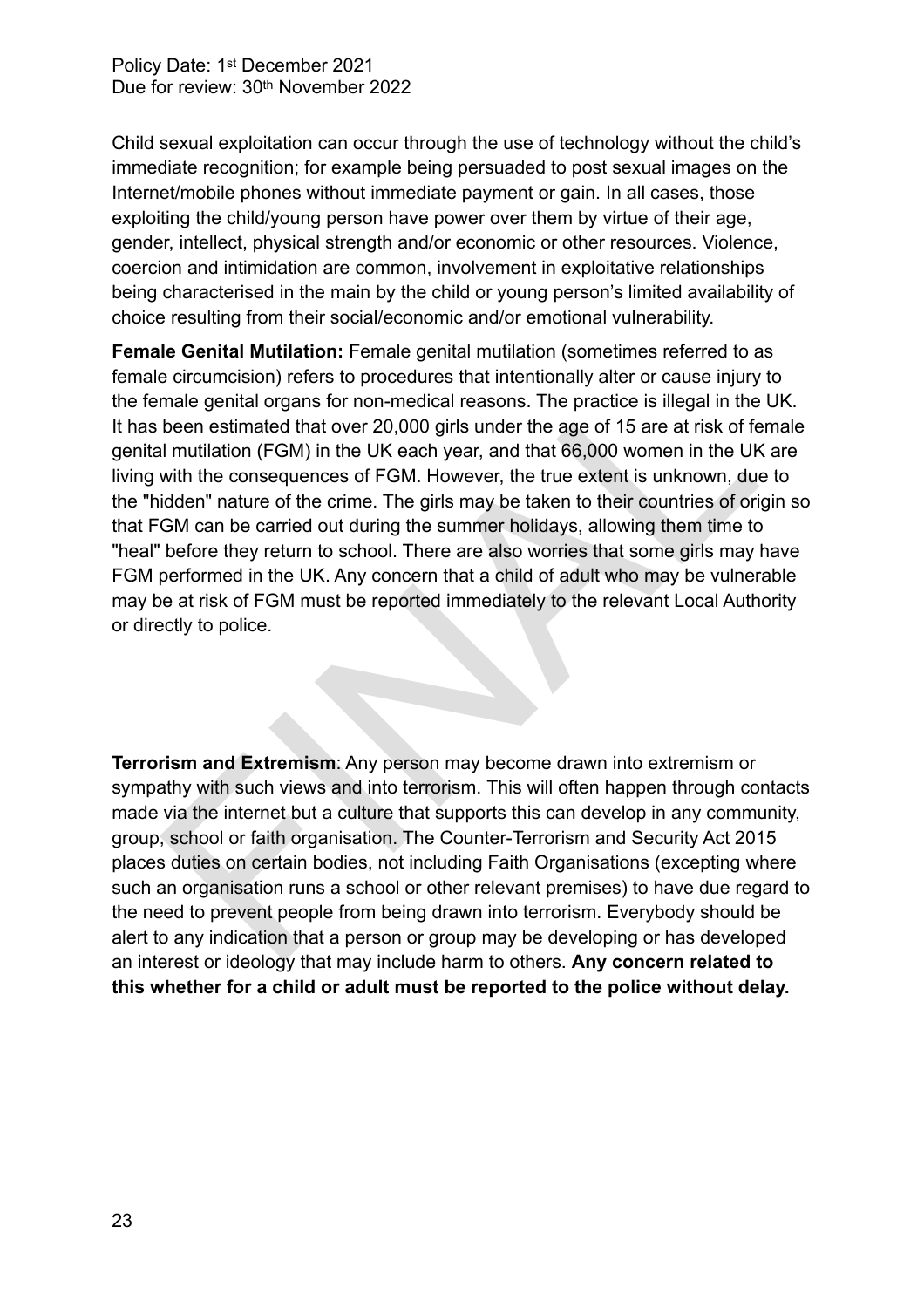Child sexual exploitation can occur through the use of technology without the child's immediate recognition; for example being persuaded to post sexual images on the Internet/mobile phones without immediate payment or gain. In all cases, those exploiting the child/young person have power over them by virtue of their age, gender, intellect, physical strength and/or economic or other resources. Violence, coercion and intimidation are common, involvement in exploitative relationships being characterised in the main by the child or young person's limited availability of choice resulting from their social/economic and/or emotional vulnerability.

**Female Genital Mutilation:** Female genital mutilation (sometimes referred to as female circumcision) refers to procedures that intentionally alter or cause injury to the female genital organs for non-medical reasons. The practice is illegal in the UK. It has been estimated that over 20,000 girls under the age of 15 are at risk of female genital mutilation (FGM) in the UK each year, and that 66,000 women in the UK are living with the consequences of FGM. However, the true extent is unknown, due to the "hidden" nature of the crime. The girls may be taken to their countries of origin so that FGM can be carried out during the summer holidays, allowing them time to "heal" before they return to school. There are also worries that some girls may have FGM performed in the UK. Any concern that a child of adult who may be vulnerable may be at risk of FGM must be reported immediately to the relevant Local Authority or directly to police.

**Terrorism and Extremism**: Any person may become drawn into extremism or sympathy with such views and into terrorism. This will often happen through contacts made via the internet but a culture that supports this can develop in any community, group, school or faith organisation. The Counter-Terrorism and Security Act 2015 places duties on certain bodies, not including Faith Organisations (excepting where such an organisation runs a school or other relevant premises) to have due regard to the need to prevent people from being drawn into terrorism. Everybody should be alert to any indication that a person or group may be developing or has developed an interest or ideology that may include harm to others. **Any concern related to this whether for a child or adult must be reported to the police without delay.**